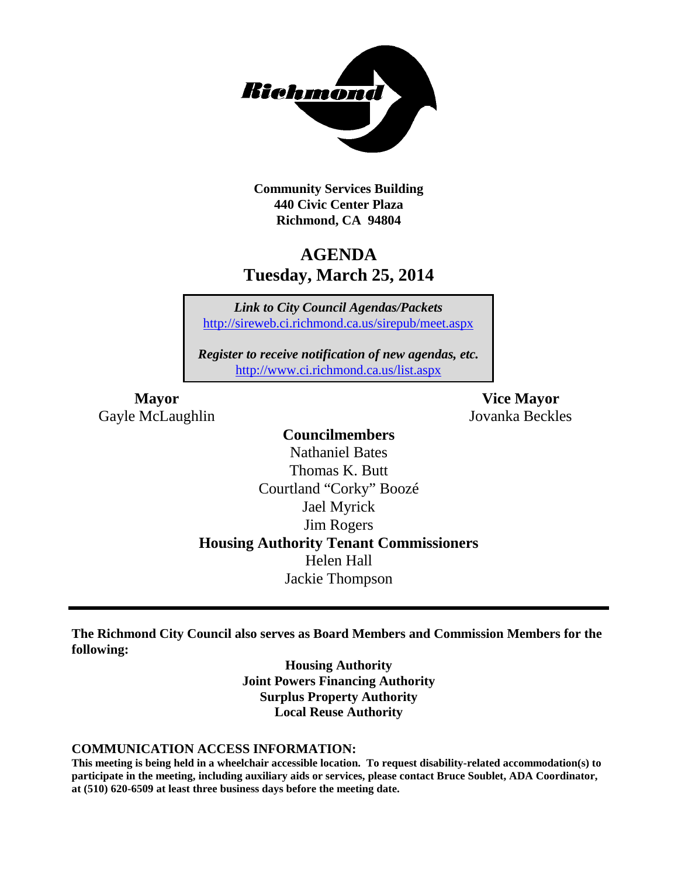**Community Services Building**
**440 Civic Center Plaza**
**Richmond, CA 94804**

# AGENDA
## Tuesday, March 25, 2014

*Link to City Council Agendas/Packets*
http://sireweb.ci.richmond.ca.us/sirepub/meet.aspx

*Register to receive notification of new agendas, etc.*
http://www.ci.richmond.ca.us/list.aspx

**Mayor**
Gayle McLaughlin

**Vice Mayor**
Jovanka Beckles

**Councilmembers**
Nathaniel Bates
Thomas K. Butt
Courtland "Corky" Boozé
Jael Myrick
Jim Rogers

**Housing Authority Tenant Commissioners**
Helen Hall
Jackie Thompson

---

**The Richmond City Council also serves as Board Members and Commission Members for the following:**

**Housing Authority**
**Joint Powers Financing Authority**
**Surplus Property Authority**
**Local Reuse Authority**

**COMMUNICATION ACCESS INFORMATION:**

**This meeting is being held in a wheelchair accessible location. To request disability-related accommodation(s) to participate in the meeting, including auxiliary aids or services, please contact Bruce Soublet, ADA Coordinator, at (510) 620-6509 at least three business days before the meeting date.**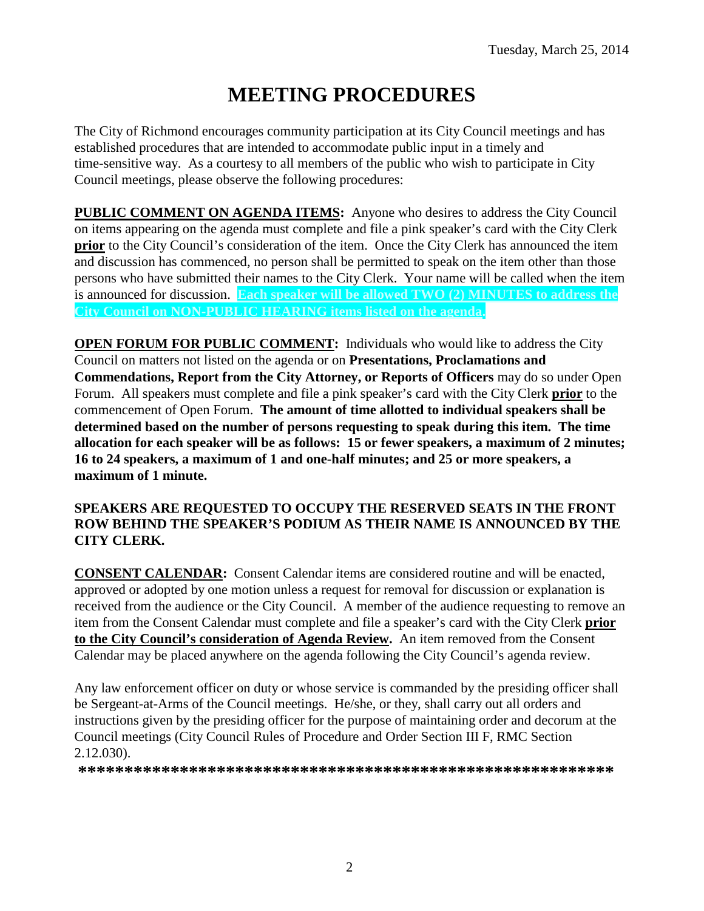Tuesday, March 25, 2014

# MEETING PROCEDURES

The City of Richmond encourages community participation at its City Council meetings and has established procedures that are intended to accommodate public input in a timely and time-sensitive way. As a courtesy to all members of the public who wish to participate in City Council meetings, please observe the following procedures:

**PUBLIC COMMENT ON AGENDA ITEMS:** Anyone who desires to address the City Council on items appearing on the agenda must complete and file a pink speaker's card with the City Clerk **prior** to the City Council's consideration of the item. Once the City Clerk has announced the item and discussion has commenced, no person shall be permitted to speak on the item other than those persons who have submitted their names to the City Clerk. Your name will be called when the item is announced for discussion. **Each speaker will be allowed TWO (2) MINUTES to address the City Council on NON-PUBLIC HEARING items listed on the agenda.**

**OPEN FORUM FOR PUBLIC COMMENT:** Individuals who would like to address the City Council on matters not listed on the agenda or on **Presentations, Proclamations and Commendations, Report from the City Attorney, or Reports of Officers** may do so under Open Forum. All speakers must complete and file a pink speaker's card with the City Clerk **prior** to the commencement of Open Forum. **The amount of time allotted to individual speakers shall be determined based on the number of persons requesting to speak during this item. The time allocation for each speaker will be as follows: 15 or fewer speakers, a maximum of 2 minutes; 16 to 24 speakers, a maximum of 1 and one-half minutes; and 25 or more speakers, a maximum of 1 minute.**

**SPEAKERS ARE REQUESTED TO OCCUPY THE RESERVED SEATS IN THE FRONT ROW BEHIND THE SPEAKER'S PODIUM AS THEIR NAME IS ANNOUNCED BY THE CITY CLERK.**

**CONSENT CALENDAR:** Consent Calendar items are considered routine and will be enacted, approved or adopted by one motion unless a request for removal for discussion or explanation is received from the audience or the City Council. A member of the audience requesting to remove an item from the Consent Calendar must complete and file a speaker's card with the City Clerk **prior to the City Council's consideration of Agenda Review.** An item removed from the Consent Calendar may be placed anywhere on the agenda following the City Council's agenda review.

Any law enforcement officer on duty or whose service is commanded by the presiding officer shall be Sergeant-at-Arms of the Council meetings. He/she, or they, shall carry out all orders and instructions given by the presiding officer for the purpose of maintaining order and decorum at the Council meetings (City Council Rules of Procedure and Order Section III F, RMC Section 2.12.030).

**\*\*\*\*\*\*\*\*\*\*\*\*\*\*\*\*\*\*\*\*\*\*\*\*\*\*\*\*\*\*\*\*\*\*\*\*\*\*\*\*\*\*\*\*\*\*\*\*\*\*\*\*\*\*\*\*\*\*\*\***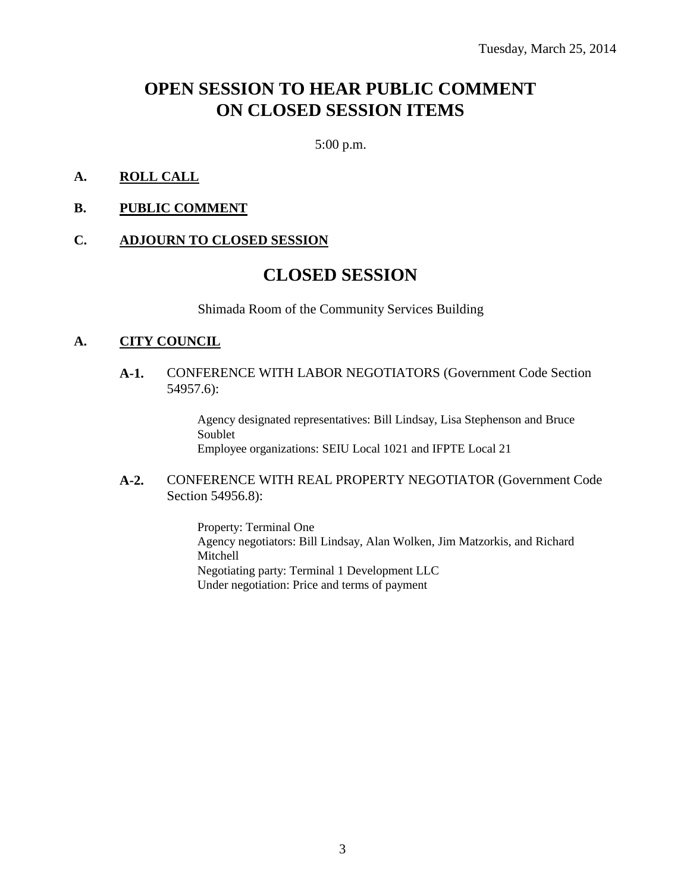Tuesday, March 25, 2014

# OPEN SESSION TO HEAR PUBLIC COMMENT ON CLOSED SESSION ITEMS

5:00 p.m.

**A. ROLL CALL**

**B. PUBLIC COMMENT**

**C. ADJOURN TO CLOSED SESSION**

# CLOSED SESSION

Shimada Room of the Community Services Building

**A. CITY COUNCIL**

**A-1.** CONFERENCE WITH LABOR NEGOTIATORS (Government Code Section 54957.6):

Agency designated representatives: Bill Lindsay, Lisa Stephenson and Bruce Soublet
Employee organizations: SEIU Local 1021 and IFPTE Local 21

**A-2.** CONFERENCE WITH REAL PROPERTY NEGOTIATOR (Government Code Section 54956.8):

Property: Terminal One
Agency negotiators: Bill Lindsay, Alan Wolken, Jim Matzorkis, and Richard Mitchell
Negotiating party: Terminal 1 Development LLC
Under negotiation: Price and terms of payment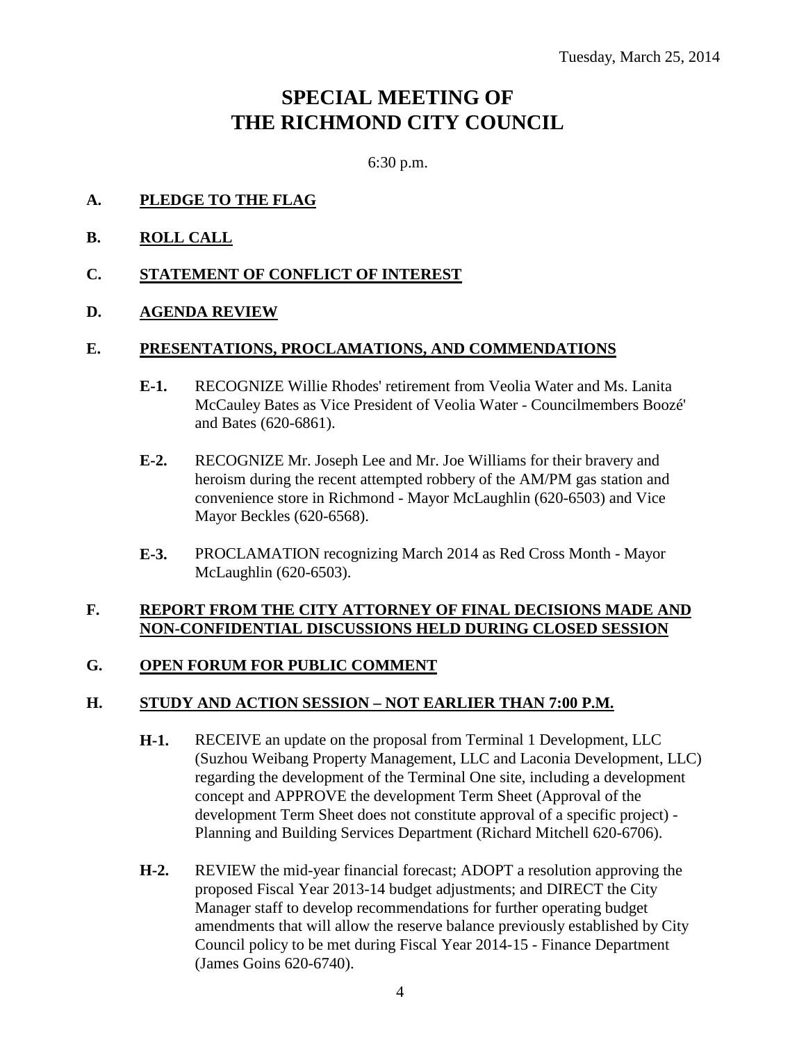Tuesday, March 25, 2014

# SPECIAL MEETING OF THE RICHMOND CITY COUNCIL

6:30 p.m.

**A. PLEDGE TO THE FLAG**

**B. ROLL CALL**

**C. STATEMENT OF CONFLICT OF INTEREST**

**D. AGENDA REVIEW**

**E. PRESENTATIONS, PROCLAMATIONS, AND COMMENDATIONS**

**E-1.** RECOGNIZE Willie Rhodes' retirement from Veolia Water and Ms. Lanita McCauley Bates as Vice President of Veolia Water - Councilmembers Boozé' and Bates (620-6861).

**E-2.** RECOGNIZE Mr. Joseph Lee and Mr. Joe Williams for their bravery and heroism during the recent attempted robbery of the AM/PM gas station and convenience store in Richmond - Mayor McLaughlin (620-6503) and Vice Mayor Beckles (620-6568).

**E-3.** PROCLAMATION recognizing March 2014 as Red Cross Month - Mayor McLaughlin (620-6503).

**F. REPORT FROM THE CITY ATTORNEY OF FINAL DECISIONS MADE AND NON-CONFIDENTIAL DISCUSSIONS HELD DURING CLOSED SESSION**

**G. OPEN FORUM FOR PUBLIC COMMENT**

**H. STUDY AND ACTION SESSION – NOT EARLIER THAN 7:00 P.M.**

**H-1.** RECEIVE an update on the proposal from Terminal 1 Development, LLC (Suzhou Weibang Property Management, LLC and Laconia Development, LLC) regarding the development of the Terminal One site, including a development concept and APPROVE the development Term Sheet (Approval of the development Term Sheet does not constitute approval of a specific project) - Planning and Building Services Department (Richard Mitchell 620-6706).

**H-2.** REVIEW the mid-year financial forecast; ADOPT a resolution approving the proposed Fiscal Year 2013-14 budget adjustments; and DIRECT the City Manager staff to develop recommendations for further operating budget amendments that will allow the reserve balance previously established by City Council policy to be met during Fiscal Year 2014-15 - Finance Department (James Goins 620-6740).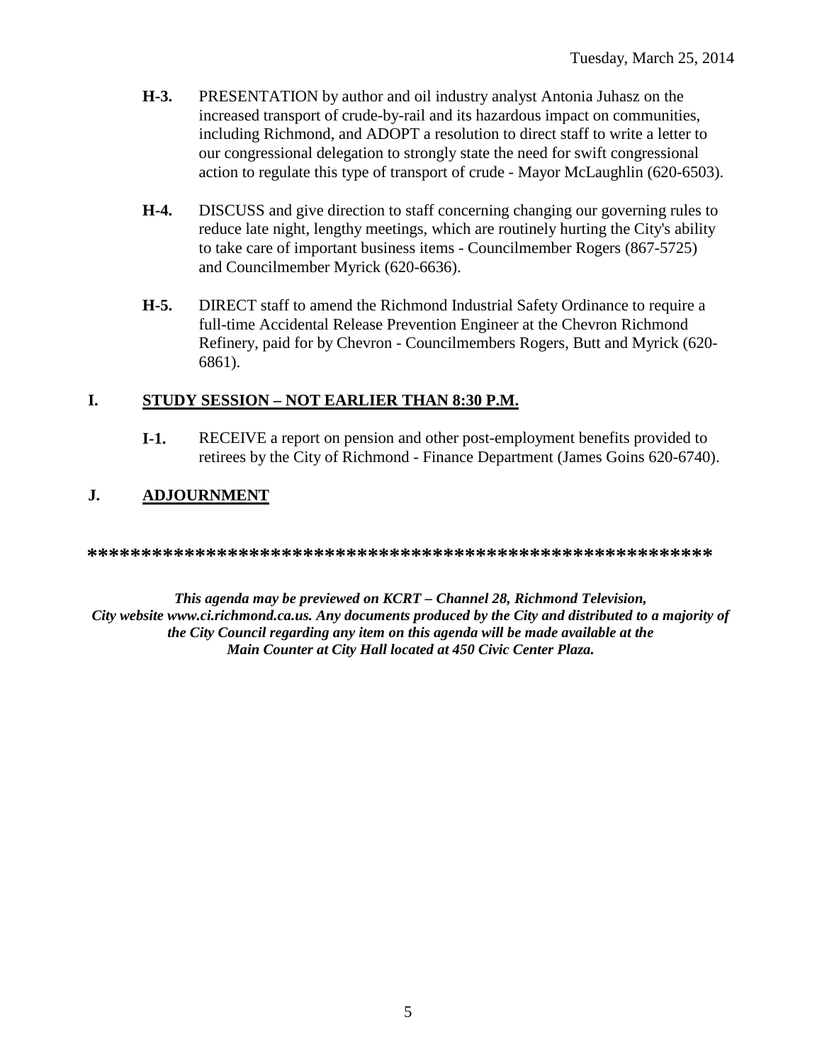**H-3.** PRESENTATION by author and oil industry analyst Antonia Juhasz on the increased transport of crude-by-rail and its hazardous impact on communities, including Richmond, and ADOPT a resolution to direct staff to write a letter to our congressional delegation to strongly state the need for swift congressional action to regulate this type of transport of crude - Mayor McLaughlin (620-6503).

**H-4.** DISCUSS and give direction to staff concerning changing our governing rules to reduce late night, lengthy meetings, which are routinely hurting the City's ability to take care of important business items - Councilmember Rogers (867-5725) and Councilmember Myrick (620-6636).

**H-5.** DIRECT staff to amend the Richmond Industrial Safety Ordinance to require a full-time Accidental Release Prevention Engineer at the Chevron Richmond Refinery, paid for by Chevron - Councilmembers Rogers, Butt and Myrick (620-6861).

## I. STUDY SESSION – NOT EARLIER THAN 8:30 P.M.

**I-1.** RECEIVE a report on pension and other post-employment benefits provided to retirees by the City of Richmond - Finance Department (James Goins 620-6740).

## J. ADJOURNMENT

**********************************************************

***This agenda may be previewed on KCRT – Channel 28, Richmond Television, City website www.ci.richmond.ca.us. Any documents produced by the City and distributed to a majority of the City Council regarding any item on this agenda will be made available at the Main Counter at City Hall located at 450 Civic Center Plaza.***